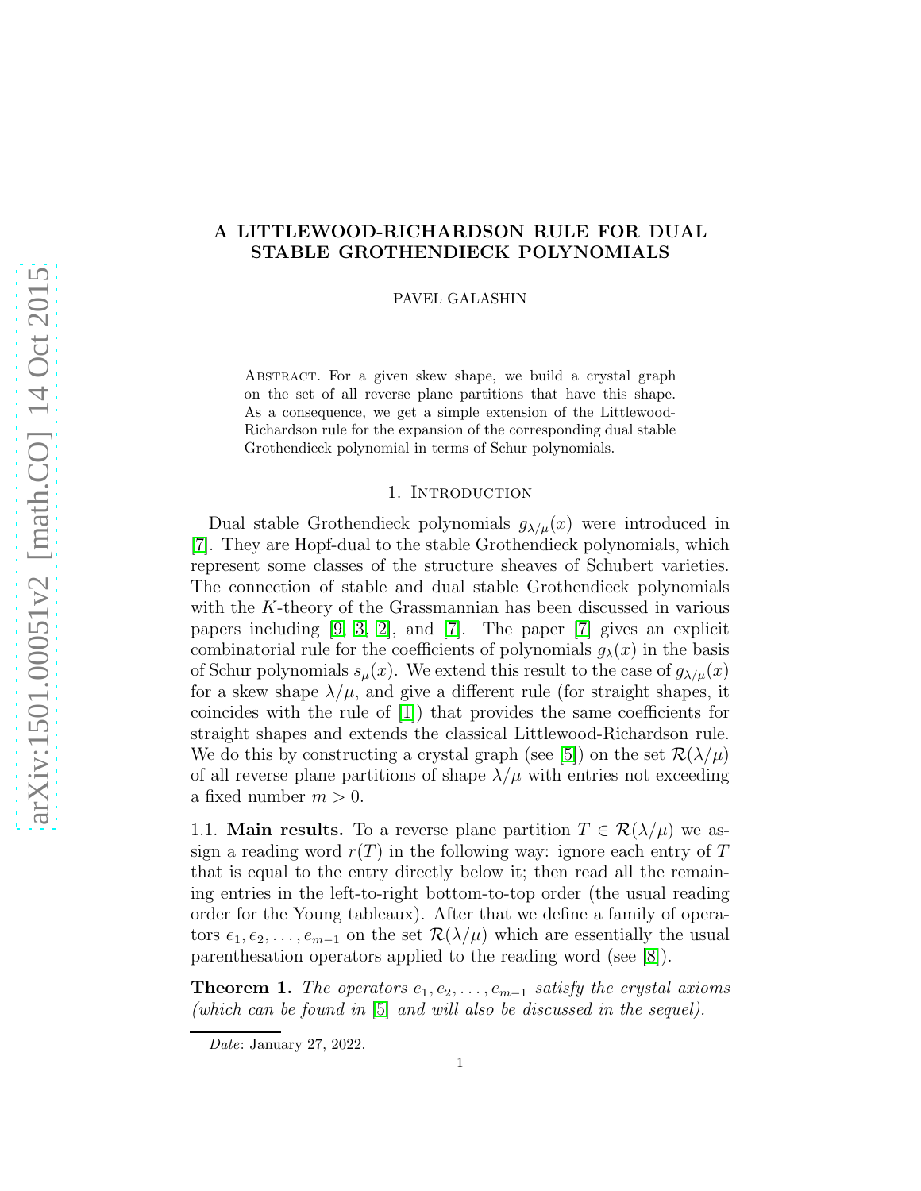# A LITTLEWOOD-RICHARDSON RULE FOR DUAL STABLE GROTHENDIECK POLYNOMIALS

PAVEL GALASHIN

Abstract. For a given skew shape, we build a crystal graph on the set of all reverse plane partitions that have this shape. As a consequence, we get a simple extension of the Littlewood-Richardson rule for the expansion of the corresponding dual stable Grothendieck polynomial in terms of Schur polynomials.

## 1. Introduction

Dual stable Grothendieck polynomials $g_{\lambda/\mu}(x)$ were introduced in [7]. They are Hopf-dual to the stable Grothendieck polynomials, which represent some classes of the structure sheaves of Schubert varieties. The connection of stable and dual stable Grothendieck polynomials with the $K$-theory of the Grassmannian has been discussed in various papers including [9, 3, 2], and [7]. The paper [7] gives an explicit combinatorial rule for the coefficients of polynomials $g_{\lambda}(x)$ in the basis of Schur polynomials $s_{\mu}(x)$. We extend this result to the case of $g_{\lambda/\mu}(x)$ for a skew shape $\lambda/\mu$, and give a different rule (for straight shapes, it coincides with the rule of [1]) that provides the same coefficients for straight shapes and extends the classical Littlewood-Richardson rule. We do this by constructing a crystal graph (see [5]) on the set $\mathcal{R}(\lambda/\mu)$ of all reverse plane partitions of shape $\lambda/\mu$ with entries not exceeding a fixed number $m > 0$.

### 1.1. Main results.

To a reverse plane partition $T \in \mathcal{R}(\lambda/\mu)$ we assign a reading word $r(T)$ in the following way: ignore each entry of $T$ that is equal to the entry directly below it; then read all the remaining entries in the left-to-right bottom-to-top order (the usual reading order for the Young tableaux). After that we define a family of operators $e_1, e_2, \dots, e_{m-1}$ on the set $\mathcal{R}(\lambda/\mu)$ which are essentially the usual parenthesation operators applied to the reading word (see [8]).

**Theorem 1.** *The operators $e_1, e_2, \dots, e_{m-1}$ satisfy the crystal axioms (which can be found in [5] and will also be discussed in the sequel).*

*Date*: January 27, 2022.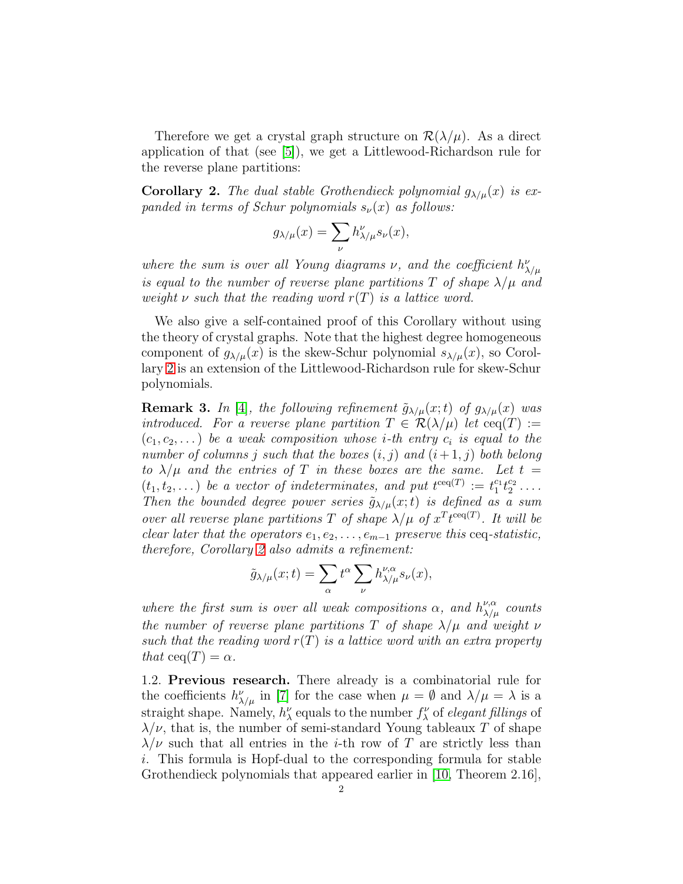Therefore we get a crystal graph structure on $\mathcal{R}(\lambda/\mu)$. As a direct application of that (see [5]), we get a Littlewood-Richardson rule for the reverse plane partitions:

**Corollary 2.** *The dual stable Grothendieck polynomial $g_{\lambda/\mu}(x)$ is expanded in terms of Schur polynomials $s_\nu(x)$ as follows:*

$$g_{\lambda/\mu}(x) = \sum_{\nu} h^{\nu}_{\lambda/\mu} s_\nu(x),$$

*where the sum is over all Young diagrams $\nu$, and the coefficient $h^{\nu}_{\lambda/\mu}$ is equal to the number of reverse plane partitions $T$ of shape $\lambda/\mu$ and weight $\nu$ such that the reading word $r(T)$ is a lattice word.*

We also give a self-contained proof of this Corollary without using the theory of crystal graphs. Note that the highest degree homogeneous component of $g_{\lambda/\mu}(x)$ is the skew-Schur polynomial $s_{\lambda/\mu}(x)$, so Corollary 2 is an extension of the Littlewood-Richardson rule for skew-Schur polynomials.

**Remark 3.** *In [4], the following refinement $\tilde{g}_{\lambda/\mu}(x;t)$ of $g_{\lambda/\mu}(x)$ was introduced. For a reverse plane partition $T \in \mathcal{R}(\lambda/\mu)$ let $\mathrm{ceq}(T) := (c_1, c_2, \dots)$ be a weak composition whose $i$-th entry $c_i$ is equal to the number of columns $j$ such that the boxes $(i,j)$ and $(i+1,j)$ both belong to $\lambda/\mu$ and the entries of $T$ in these boxes are the same. Let $t = (t_1, t_2, \dots)$ be a vector of indeterminates, and put $t^{\mathrm{ceq}(T)} := t_1^{c_1} t_2^{c_2} \dots$. Then the bounded degree power series $\tilde{g}_{\lambda/\mu}(x;t)$ is defined as a sum over all reverse plane partitions $T$ of shape $\lambda/\mu$ of $x^T t^{\mathrm{ceq}(T)}$. It will be clear later that the operators $e_1, e_2, \dots, e_{m-1}$ preserve this* ceq*-statistic, therefore, Corollary 2 also admits a refinement:*

$$\tilde{g}_{\lambda/\mu}(x;t) = \sum_{\alpha} t^{\alpha} \sum_{\nu} h^{\nu,\alpha}_{\lambda/\mu} s_\nu(x),$$

*where the first sum is over all weak compositions $\alpha$, and $h^{\nu,\alpha}_{\lambda/\mu}$ counts the number of reverse plane partitions $T$ of shape $\lambda/\mu$ and weight $\nu$ such that the reading word $r(T)$ is a lattice word with an extra property that $\mathrm{ceq}(T) = \alpha$.*

1.2. **Previous research.** There already is a combinatorial rule for the coefficients $h^{\nu}_{\lambda/\mu}$ in [7] for the case when $\mu = \emptyset$ and $\lambda/\mu = \lambda$ is a straight shape. Namely, $h^{\nu}_{\lambda}$ equals to the number $f^{\nu}_{\lambda}$ of *elegant fillings* of $\lambda/\nu$, that is, the number of semi-standard Young tableaux $T$ of shape $\lambda/\nu$ such that all entries in the $i$-th row of $T$ are strictly less than $i$. This formula is Hopf-dual to the corresponding formula for stable Grothendieck polynomials that appeared earlier in [10, Theorem 2.16],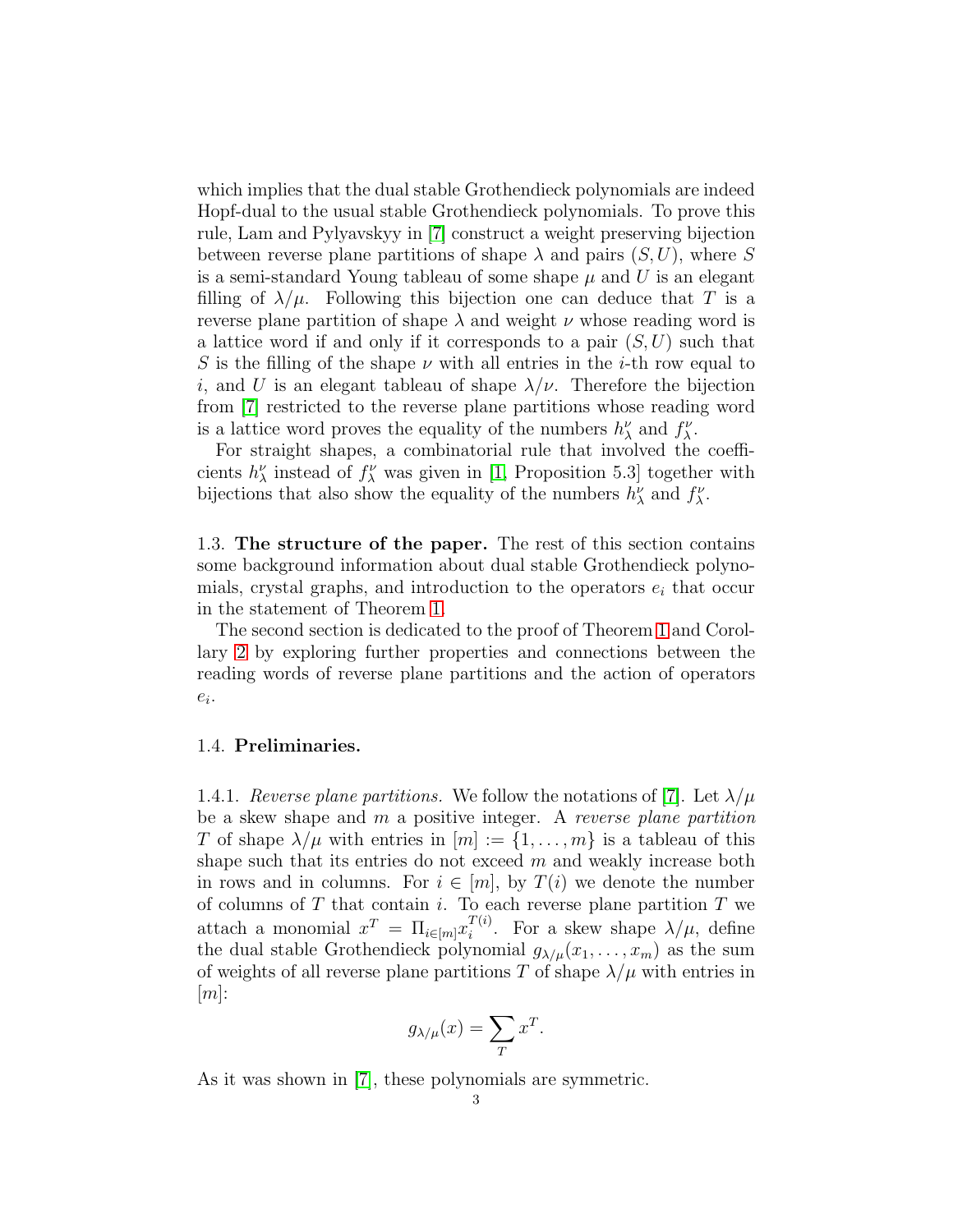which implies that the dual stable Grothendieck polynomials are indeed Hopf-dual to the usual stable Grothendieck polynomials. To prove this rule, Lam and Pylyavskyy in [7] construct a weight preserving bijection between reverse plane partitions of shape $\lambda$ and pairs $(S, U)$, where $S$ is a semi-standard Young tableau of some shape $\mu$ and $U$ is an elegant filling of $\lambda/\mu$. Following this bijection one can deduce that $T$ is a reverse plane partition of shape $\lambda$ and weight $\nu$ whose reading word is a lattice word if and only if it corresponds to a pair $(S, U)$ such that $S$ is the filling of the shape $\nu$ with all entries in the $i$-th row equal to $i$, and $U$ is an elegant tableau of shape $\lambda/\nu$. Therefore the bijection from [7] restricted to the reverse plane partitions whose reading word is a lattice word proves the equality of the numbers $h_\lambda^\nu$ and $f_\lambda^\nu$.

For straight shapes, a combinatorial rule that involved the coefficients $h_\lambda^\nu$ instead of $f_\lambda^\nu$ was given in [1, Proposition 5.3] together with bijections that also show the equality of the numbers $h_\lambda^\nu$ and $f_\lambda^\nu$.

### 1.3. **The structure of the paper.**

The rest of this section contains some background information about dual stable Grothendieck polynomials, crystal graphs, and introduction to the operators $e_i$ that occur in the statement of Theorem 1.

The second section is dedicated to the proof of Theorem 1 and Corollary 2 by exploring further properties and connections between the reading words of reverse plane partitions and the action of operators $e_i$.

### 1.4. **Preliminaries.**

1.4.1. *Reverse plane partitions.* We follow the notations of [7]. Let $\lambda/\mu$ be a skew shape and $m$ a positive integer. A *reverse plane partition* $T$ of shape $\lambda/\mu$ with entries in $[m] := \{1, \ldots, m\}$ is a tableau of this shape such that its entries do not exceed $m$ and weakly increase both in rows and in columns. For $i \in [m]$, by $T(i)$ we denote the number of columns of $T$ that contain $i$. To each reverse plane partition $T$ we attach a monomial $x^T = \Pi_{i\in[m]} x_i^{T(i)}$. For a skew shape $\lambda/\mu$, define the dual stable Grothendieck polynomial $g_{\lambda/\mu}(x_1, \ldots, x_m)$ as the sum of weights of all reverse plane partitions $T$ of shape $\lambda/\mu$ with entries in $[m]$:

$$g_{\lambda/\mu}(x) = \sum_T x^T.$$

As it was shown in [7], these polynomials are symmetric.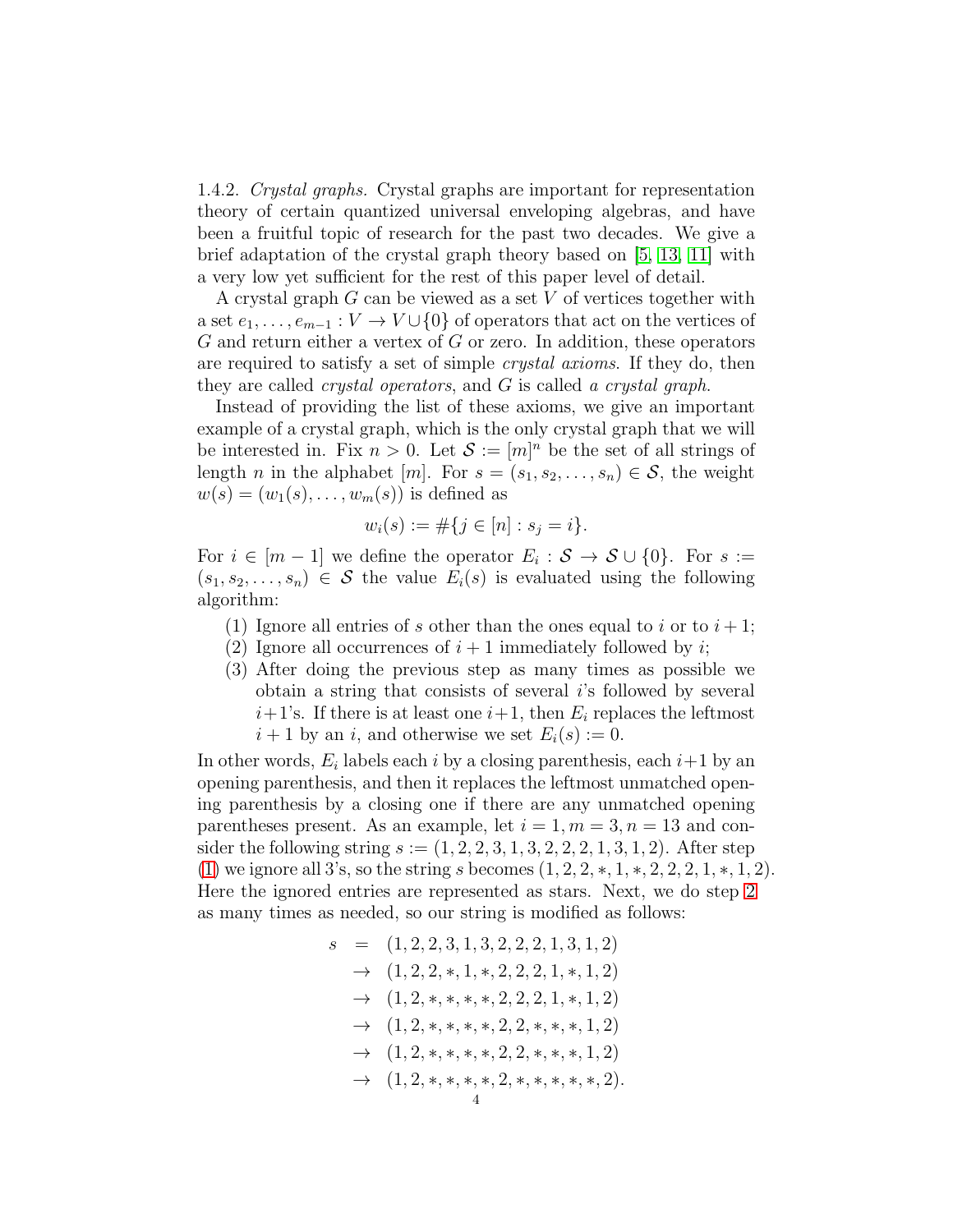1.4.2. *Crystal graphs.* Crystal graphs are important for representation theory of certain quantized universal enveloping algebras, and have been a fruitful topic of research for the past two decades. We give a brief adaptation of the crystal graph theory based on [5, 13, 11] with a very low yet sufficient for the rest of this paper level of detail.

A crystal graph $G$ can be viewed as a set $V$ of vertices together with a set $e_1, \dots, e_{m-1} : V \to V \cup \{0\}$ of operators that act on the vertices of $G$ and return either a vertex of $G$ or zero. In addition, these operators are required to satisfy a set of simple *crystal axioms*. If they do, then they are called *crystal operators*, and $G$ is called *a crystal graph*.

Instead of providing the list of these axioms, we give an important example of a crystal graph, which is the only crystal graph that we will be interested in. Fix $n > 0$. Let $\mathcal{S} := [m]^n$ be the set of all strings of length $n$ in the alphabet $[m]$. For $s = (s_1, s_2, \dots, s_n) \in \mathcal{S}$, the weight $w(s) = (w_1(s), \dots, w_m(s))$ is defined as

$$w_i(s) := \#\{j \in [n] : s_j = i\}.$$

For $i \in [m-1]$ we define the operator $E_i : \mathcal{S} \to \mathcal{S} \cup \{0\}$. For $s := (s_1, s_2, \dots, s_n) \in \mathcal{S}$ the value $E_i(s)$ is evaluated using the following algorithm:

1. Ignore all entries of $s$ other than the ones equal to $i$ or to $i+1$;
2. Ignore all occurrences of $i+1$ immediately followed by $i$;
3. After doing the previous step as many times as possible we obtain a string that consists of several $i$'s followed by several $i+1$'s. If there is at least one $i+1$, then $E_i$ replaces the leftmost $i+1$ by an $i$, and otherwise we set $E_i(s) := 0$.

In other words, $E_i$ labels each $i$ by a closing parenthesis, each $i+1$ by an opening parenthesis, and then it replaces the leftmost unmatched opening parenthesis by a closing one if there are any unmatched opening parentheses present. As an example, let $i = 1, m = 3, n = 13$ and consider the following string $s := (1, 2, 2, 3, 1, 3, 2, 2, 2, 1, 3, 1, 2)$. After step (1) we ignore all 3's, so the string $s$ becomes $(1, 2, 2, *, 1, *, 2, 2, 2, 1, *, 1, 2)$. Here the ignored entries are represented as stars. Next, we do step 2 as many times as needed, so our string is modified as follows:

$$\begin{aligned}
s &= (1, 2, 2, 3, 1, 3, 2, 2, 2, 1, 3, 1, 2) \\
&\to (1, 2, 2, *, 1, *, 2, 2, 2, 1, *, 1, 2) \\
&\to (1, 2, *, *, *, *, 2, 2, 2, 1, *, 1, 2) \\
&\to (1, 2, *, *, *, *, 2, 2, *, *, *, 1, 2) \\
&\to (1, 2, *, *, *, *, 2, 2, *, *, *, 1, 2) \\
&\to (1, 2, *, *, *, *, 2, *, *, *, *, *, 2).
\end{aligned}$$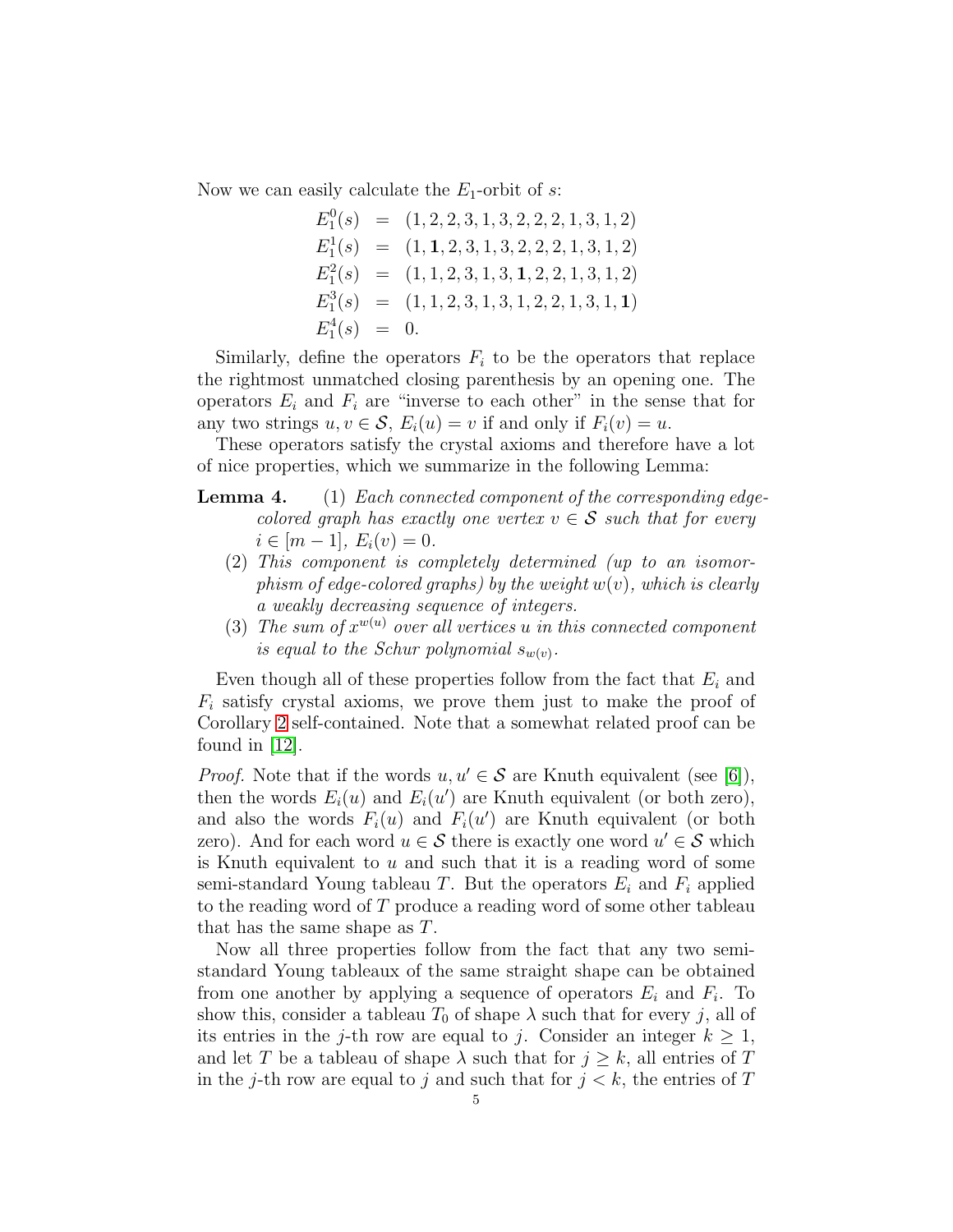Now we can easily calculate the $E_1$-orbit of $s$:

$$
\begin{aligned}
E_1^0(s) &= (1, 2, 2, 3, 1, 3, 2, 2, 2, 1, 3, 1, 2) \\
E_1^1(s) &= (1, \mathbf{1}, 2, 3, 1, 3, 2, 2, 2, 1, 3, 1, 2) \\
E_1^2(s) &= (1, 1, 2, 3, 1, 3, \mathbf{1}, 2, 2, 1, 3, 1, 2) \\
E_1^3(s) &= (1, 1, 2, 3, 1, 3, 1, 2, 2, 1, 3, 1, \mathbf{1}) \\
E_1^4(s) &= 0.
\end{aligned}
$$

Similarly, define the operators $F_i$ to be the operators that replace the rightmost unmatched closing parenthesis by an opening one. The operators $E_i$ and $F_i$ are "inverse to each other" in the sense that for any two strings $u, v \in \mathcal{S}$, $E_i(u) = v$ if and only if $F_i(v) = u$.

These operators satisfy the crystal axioms and therefore have a lot of nice properties, which we summarize in the following Lemma:

**Lemma 4.**
1. *Each connected component of the corresponding edge-colored graph has exactly one vertex $v \in \mathcal{S}$ such that for every $i \in [m-1]$, $E_i(v) = 0$.*
2. *This component is completely determined (up to an isomorphism of edge-colored graphs) by the weight $w(v)$, which is clearly a weakly decreasing sequence of integers.*
3. *The sum of $x^{w(u)}$ over all vertices $u$ in this connected component is equal to the Schur polynomial $s_{w(v)}$.*

Even though all of these properties follow from the fact that $E_i$ and $F_i$ satisfy crystal axioms, we prove them just to make the proof of Corollary 2 self-contained. Note that a somewhat related proof can be found in [12].

*Proof.* Note that if the words $u, u' \in \mathcal{S}$ are Knuth equivalent (see [6]), then the words $E_i(u)$ and $E_i(u')$ are Knuth equivalent (or both zero), and also the words $F_i(u)$ and $F_i(u')$ are Knuth equivalent (or both zero). And for each word $u \in \mathcal{S}$ there is exactly one word $u' \in \mathcal{S}$ which is Knuth equivalent to $u$ and such that it is a reading word of some semi-standard Young tableau $T$. But the operators $E_i$ and $F_i$ applied to the reading word of $T$ produce a reading word of some other tableau that has the same shape as $T$.

Now all three properties follow from the fact that any two semi-standard Young tableaux of the same straight shape can be obtained from one another by applying a sequence of operators $E_i$ and $F_i$. To show this, consider a tableau $T_0$ of shape $\lambda$ such that for every $j$, all of its entries in the $j$-th row are equal to $j$. Consider an integer $k \geq 1$, and let $T$ be a tableau of shape $\lambda$ such that for $j \geq k$, all entries of $T$ in the $j$-th row are equal to $j$ and such that for $j < k$, the entries of $T$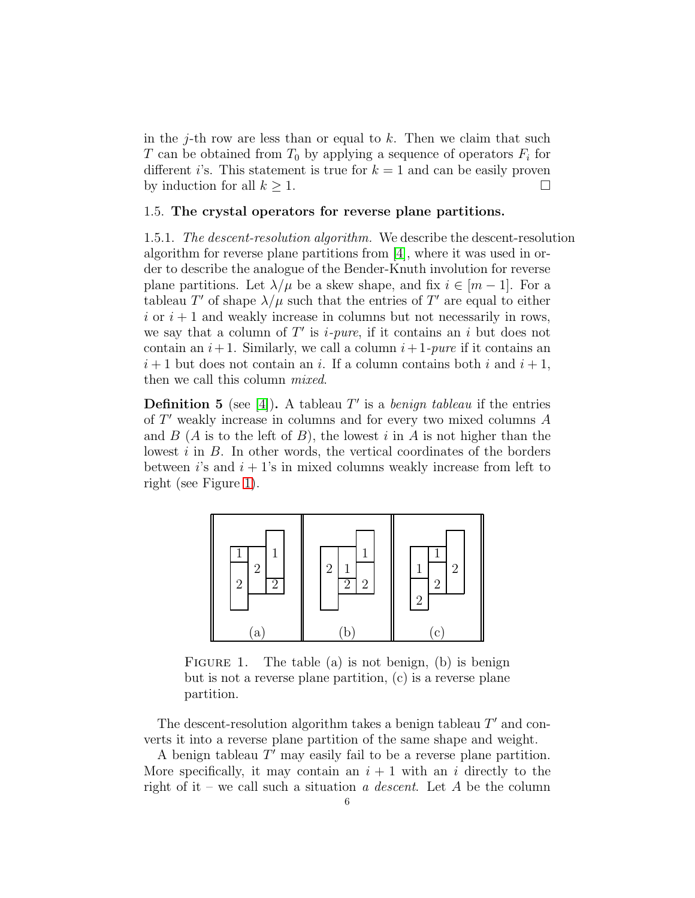in the $j$-th row are less than or equal to $k$. Then we claim that such $T$ can be obtained from $T_0$ by applying a sequence of operators $F_i$ for different $i$'s. This statement is true for $k = 1$ and can be easily proven by induction for all $k \geq 1$. □

### 1.5. **The crystal operators for reverse plane partitions.**

1.5.1. *The descent-resolution algorithm.* We describe the descent-resolution algorithm for reverse plane partitions from [4], where it was used in order to describe the analogue of the Bender-Knuth involution for reverse plane partitions. Let $\lambda/\mu$ be a skew shape, and fix $i \in [m-1]$. For a tableau $T'$ of shape $\lambda/\mu$ such that the entries of $T'$ are equal to either $i$ or $i+1$ and weakly increase in columns but not necessarily in rows, we say that a column of $T'$ is *$i$-pure*, if it contains an $i$ but does not contain an $i+1$. Similarly, we call a column *$i+1$-pure* if it contains an $i+1$ but does not contain an $i$. If a column contains both $i$ and $i+1$, then we call this column *mixed*.

**Definition 5** (see [4])**.** A tableau $T'$ is a *benign tableau* if the entries of $T'$ weakly increase in columns and for every two mixed columns $A$ and $B$ ($A$ is to the left of $B$), the lowest $i$ in $A$ is not higher than the lowest $i$ in $B$. In other words, the vertical coordinates of the borders between $i$'s and $i+1$'s in mixed columns weakly increase from left to right (see Figure 1).

FIGURE 1. The table (a) is not benign, (b) is benign but is not a reverse plane partition, (c) is a reverse plane partition.

The descent-resolution algorithm takes a benign tableau $T'$ and converts it into a reverse plane partition of the same shape and weight.

A benign tableau $T'$ may easily fail to be a reverse plane partition. More specifically, it may contain an $i+1$ with an $i$ directly to the right of it – we call such a situation *a descent*. Let $A$ be the column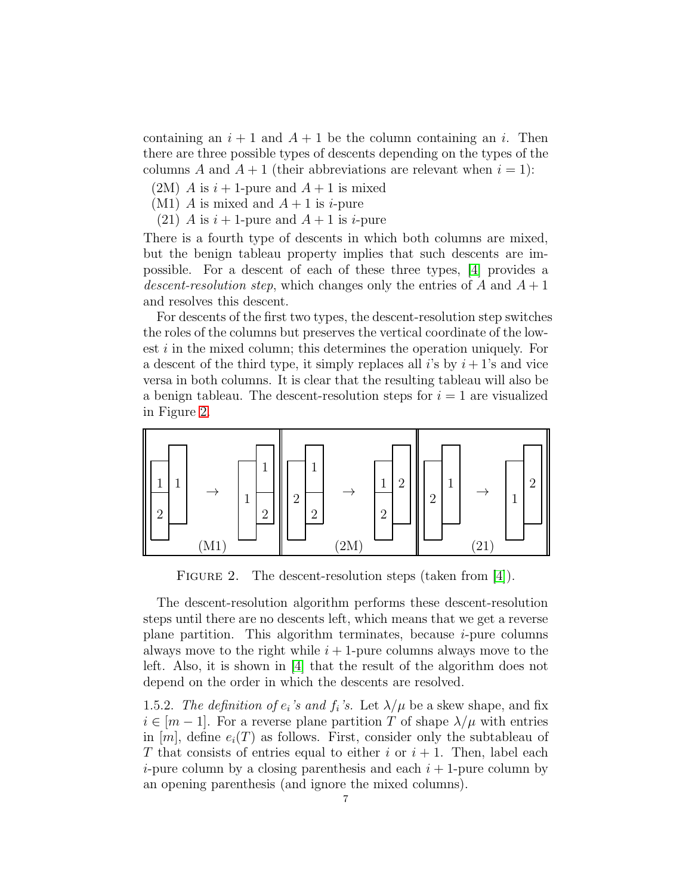containing an $i+1$ and $A+1$ be the column containing an $i$. Then there are three possible types of descents depending on the types of the columns $A$ and $A+1$ (their abbreviations are relevant when $i=1$):

(2M) $A$ is $i+1$-pure and $A+1$ is mixed
(M1) $A$ is mixed and $A+1$ is $i$-pure
(21) $A$ is $i+1$-pure and $A+1$ is $i$-pure

There is a fourth type of descents in which both columns are mixed, but the benign tableau property implies that such descents are impossible. For a descent of each of these three types, [4] provides a *descent-resolution step*, which changes only the entries of $A$ and $A+1$ and resolves this descent.

For descents of the first two types, the descent-resolution step switches the roles of the columns but preserves the vertical coordinate of the lowest $i$ in the mixed column; this determines the operation uniquely. For a descent of the third type, it simply replaces all $i$'s by $i+1$'s and vice versa in both columns. It is clear that the resulting tableau will also be a benign tableau. The descent-resolution steps for $i=1$ are visualized in Figure 2.

Figure 2. The descent-resolution steps (taken from [4]).

The descent-resolution algorithm performs these descent-resolution steps until there are no descents left, which means that we get a reverse plane partition. This algorithm terminates, because $i$-pure columns always move to the right while $i+1$-pure columns always move to the left. Also, it is shown in [4] that the result of the algorithm does not depend on the order in which the descents are resolved.

1.5.2. *The definition of $e_i$'s and $f_i$'s.* Let $\lambda/\mu$ be a skew shape, and fix $i \in [m-1]$. For a reverse plane partition $T$ of shape $\lambda/\mu$ with entries in $[m]$, define $e_i(T)$ as follows. First, consider only the subtableau of $T$ that consists of entries equal to either $i$ or $i+1$. Then, label each $i$-pure column by a closing parenthesis and each $i+1$-pure column by an opening parenthesis (and ignore the mixed columns).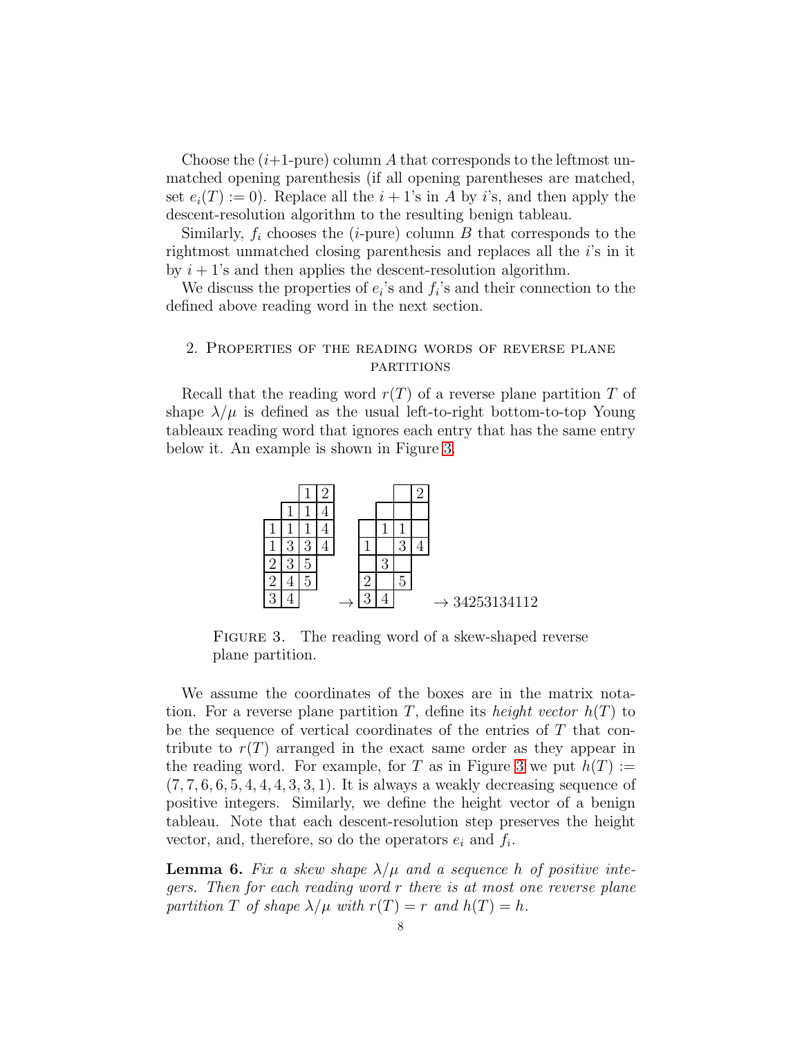Choose the ($i$+1-pure) column $A$ that corresponds to the leftmost unmatched opening parenthesis (if all opening parentheses are matched, set $e_i(T) := 0$). Replace all the $i+1$'s in $A$ by $i$'s, and then apply the descent-resolution algorithm to the resulting benign tableau.

Similarly, $f_i$ chooses the ($i$-pure) column $B$ that corresponds to the rightmost unmatched closing parenthesis and replaces all the $i$'s in it by $i+1$'s and then applies the descent-resolution algorithm.

We discuss the properties of $e_i$'s and $f_i$'s and their connection to the defined above reading word in the next section.

## 2. Properties of the reading words of reverse plane partitions

Recall that the reading word $r(T)$ of a reverse plane partition $T$ of shape $\lambda/\mu$ is defined as the usual left-to-right bottom-to-top Young tableaux reading word that ignores each entry that has the same entry below it. An example is shown in Figure 3.

| | | 1 | 2 |
|---|---|---|---|
| | 1 | 1 | 4 |
| 1 | 1 | 1 | 4 |
| 1 | 3 | 3 | 4 |
| 2 | 3 | 5 | |
| 2 | 4 | 5 | |
| 3 | 4 | | |

$\rightarrow$

| | | | 2 |
|---|---|---|---|
| | | | |
| | 1 | 1 | |
| 1 | | 3 | 4 |
| | 3 | | |
| 2 | | 5 | |
| 3 | 4 | | |

$\rightarrow 34253134112$

Figure 3. The reading word of a skew-shaped reverse plane partition.

We assume the coordinates of the boxes are in the matrix notation. For a reverse plane partition $T$, define its *height vector* $h(T)$ to be the sequence of vertical coordinates of the entries of $T$ that contribute to $r(T)$ arranged in the exact same order as they appear in the reading word. For example, for $T$ as in Figure 3 we put $h(T) := (7, 7, 6, 6, 5, 4, 4, 4, 3, 3, 1)$. It is always a weakly decreasing sequence of positive integers. Similarly, we define the height vector of a benign tableau. Note that each descent-resolution step preserves the height vector, and, therefore, so do the operators $e_i$ and $f_i$.

**Lemma 6.** *Fix a skew shape $\lambda/\mu$ and a sequence $h$ of positive integers. Then for each reading word $r$ there is at most one reverse plane partition $T$ of shape $\lambda/\mu$ with $r(T) = r$ and $h(T) = h$.*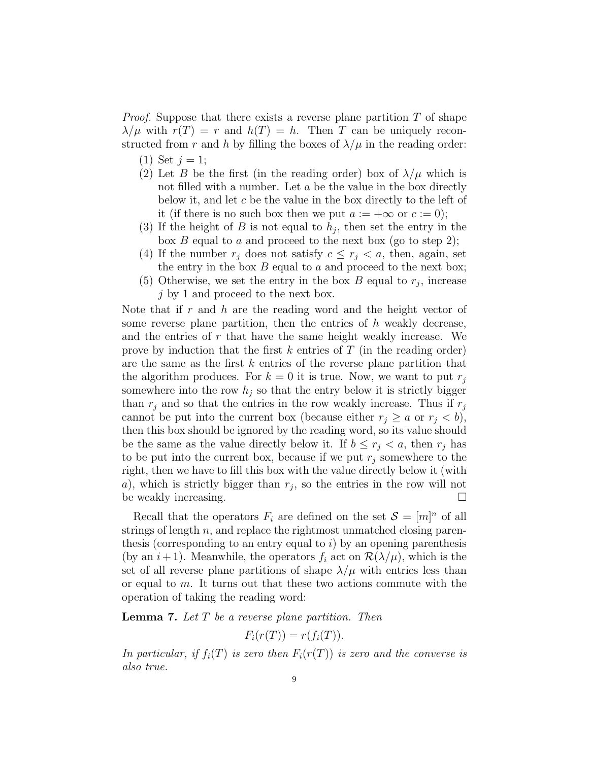*Proof.* Suppose that there exists a reverse plane partition $T$ of shape $\lambda/\mu$ with $r(T) = r$ and $h(T) = h$. Then $T$ can be uniquely reconstructed from $r$ and $h$ by filling the boxes of $\lambda/\mu$ in the reading order:

1. Set $j = 1$;
2. Let $B$ be the first (in the reading order) box of $\lambda/\mu$ which is not filled with a number. Let $a$ be the value in the box directly below it, and let $c$ be the value in the box directly to the left of it (if there is no such box then we put $a := +\infty$ or $c := 0$);
3. If the height of $B$ is not equal to $h_j$, then set the entry in the box $B$ equal to $a$ and proceed to the next box (go to step 2);
4. If the number $r_j$ does not satisfy $c \leq r_j < a$, then, again, set the entry in the box $B$ equal to $a$ and proceed to the next box;
5. Otherwise, we set the entry in the box $B$ equal to $r_j$, increase $j$ by 1 and proceed to the next box.

Note that if $r$ and $h$ are the reading word and the height vector of some reverse plane partition, then the entries of $h$ weakly decrease, and the entries of $r$ that have the same height weakly increase. We prove by induction that the first $k$ entries of $T$ (in the reading order) are the same as the first $k$ entries of the reverse plane partition that the algorithm produces. For $k = 0$ it is true. Now, we want to put $r_j$ somewhere into the row $h_j$ so that the entry below it is strictly bigger than $r_j$ and so that the entries in the row weakly increase. Thus if $r_j$ cannot be put into the current box (because either $r_j \geq a$ or $r_j < b$), then this box should be ignored by the reading word, so its value should be the same as the value directly below it. If $b \leq r_j < a$, then $r_j$ has to be put into the current box, because if we put $r_j$ somewhere to the right, then we have to fill this box with the value directly below it (with $a$), which is strictly bigger than $r_j$, so the entries in the row will not be weakly increasing. $\square$

Recall that the operators $F_i$ are defined on the set $\mathcal{S} = [m]^n$ of all strings of length $n$, and replace the rightmost unmatched closing parenthesis (corresponding to an entry equal to $i$) by an opening parenthesis (by an $i+1$). Meanwhile, the operators $f_i$ act on $\mathcal{R}(\lambda/\mu)$, which is the set of all reverse plane partitions of shape $\lambda/\mu$ with entries less than or equal to $m$. It turns out that these two actions commute with the operation of taking the reading word:

**Lemma 7.** *Let $T$ be a reverse plane partition. Then*

$$F_i(r(T)) = r(f_i(T)).$$

*In particular, if $f_i(T)$ is zero then $F_i(r(T))$ is zero and the converse is also true.*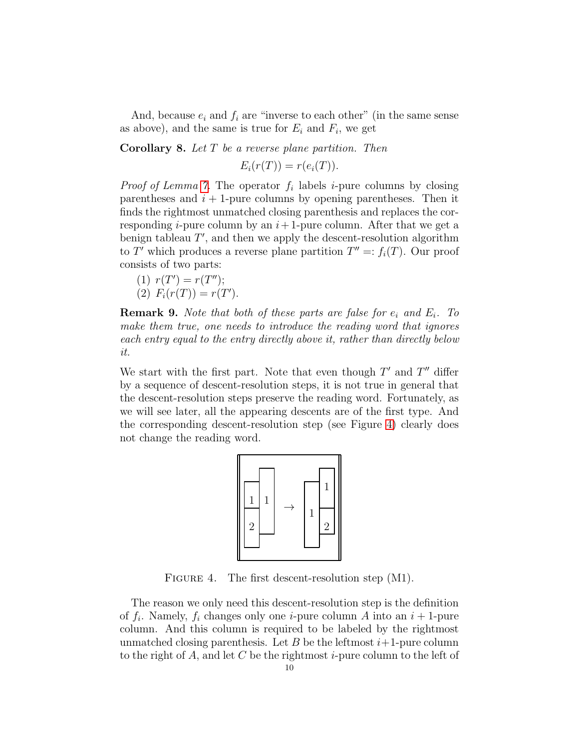And, because $e_i$ and $f_i$ are "inverse to each other" (in the same sense as above), and the same is true for $E_i$ and $F_i$, we get

**Corollary 8.** *Let $T$ be a reverse plane partition. Then*

$$E_i(r(T)) = r(e_i(T)).$$

*Proof of Lemma 7.* The operator $f_i$ labels $i$-pure columns by closing parentheses and $i+1$-pure columns by opening parentheses. Then it finds the rightmost unmatched closing parenthesis and replaces the corresponding $i$-pure column by an $i+1$-pure column. After that we get a benign tableau $T'$, and then we apply the descent-resolution algorithm to $T'$ which produces a reverse plane partition $T'' =: f_i(T)$. Our proof consists of two parts:

(1) $r(T') = r(T'')$;
(2) $F_i(r(T)) = r(T')$.

**Remark 9.** *Note that both of these parts are false for $e_i$ and $E_i$. To make them true, one needs to introduce the reading word that ignores each entry equal to the entry directly above it, rather than directly below it.*

We start with the first part. Note that even though $T'$ and $T''$ differ by a sequence of descent-resolution steps, it is not true in general that the descent-resolution steps preserve the reading word. Fortunately, as we will see later, all the appearing descents are of the first type. And the corresponding descent-resolution step (see Figure 4) clearly does not change the reading word.

Figure 4. The first descent-resolution step (M1).

The reason we only need this descent-resolution step is the definition of $f_i$. Namely, $f_i$ changes only one $i$-pure column $A$ into an $i+1$-pure column. And this column is required to be labeled by the rightmost unmatched closing parenthesis. Let $B$ be the leftmost $i+1$-pure column to the right of $A$, and let $C$ be the rightmost $i$-pure column to the left of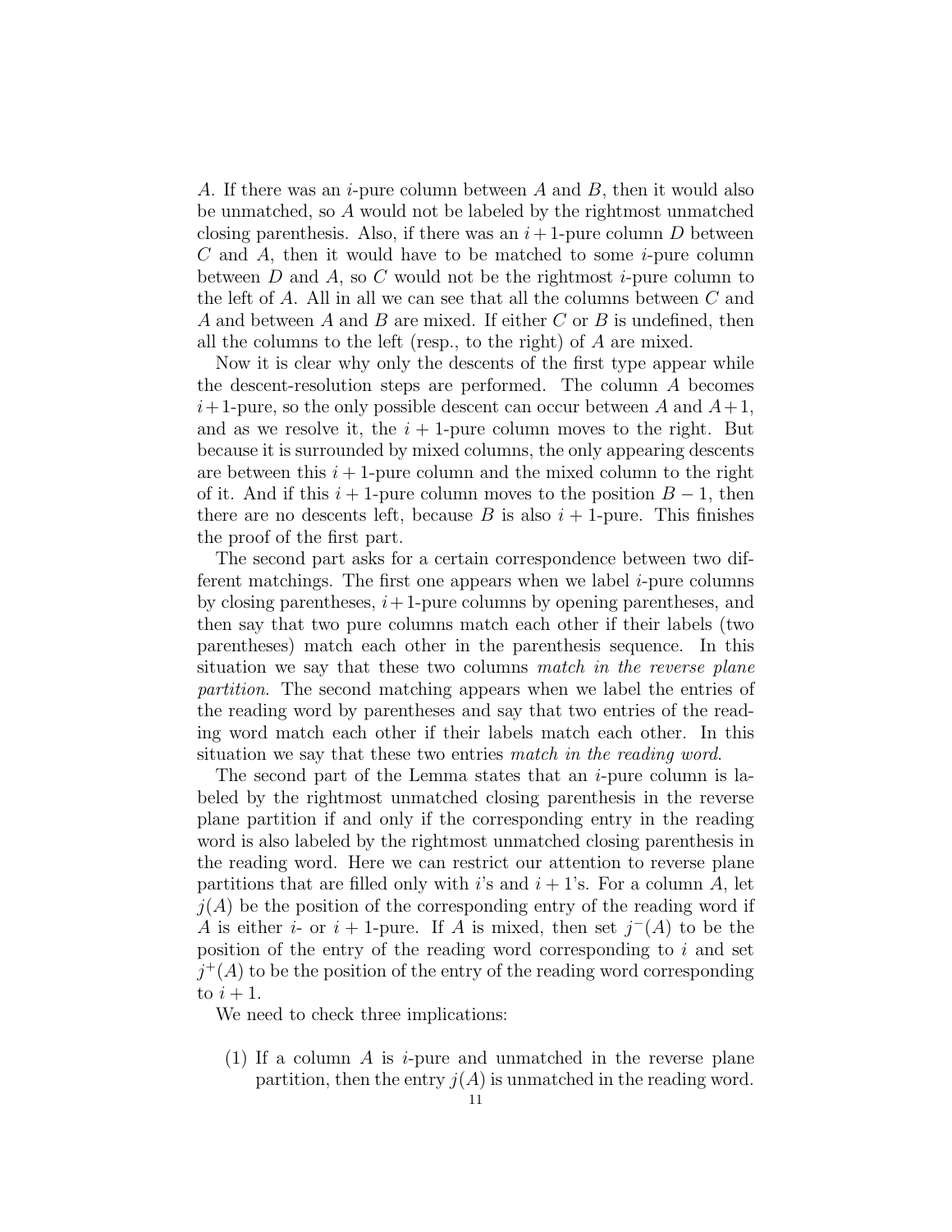$A$. If there was an $i$-pure column between $A$ and $B$, then it would also be unmatched, so $A$ would not be labeled by the rightmost unmatched closing parenthesis. Also, if there was an $i+1$-pure column $D$ between $C$ and $A$, then it would have to be matched to some $i$-pure column between $D$ and $A$, so $C$ would not be the rightmost $i$-pure column to the left of $A$. All in all we can see that all the columns between $C$ and $A$ and between $A$ and $B$ are mixed. If either $C$ or $B$ is undefined, then all the columns to the left (resp., to the right) of $A$ are mixed.

Now it is clear why only the descents of the first type appear while the descent-resolution steps are performed. The column $A$ becomes $i+1$-pure, so the only possible descent can occur between $A$ and $A+1$, and as we resolve it, the $i+1$-pure column moves to the right. But because it is surrounded by mixed columns, the only appearing descents are between this $i+1$-pure column and the mixed column to the right of it. And if this $i+1$-pure column moves to the position $B-1$, then there are no descents left, because $B$ is also $i+1$-pure. This finishes the proof of the first part.

The second part asks for a certain correspondence between two different matchings. The first one appears when we label $i$-pure columns by closing parentheses, $i+1$-pure columns by opening parentheses, and then say that two pure columns match each other if their labels (two parentheses) match each other in the parenthesis sequence. In this situation we say that these two columns *match in the reverse plane partition*. The second matching appears when we label the entries of the reading word by parentheses and say that two entries of the reading word match each other if their labels match each other. In this situation we say that these two entries *match in the reading word*.

The second part of the Lemma states that an $i$-pure column is labeled by the rightmost unmatched closing parenthesis in the reverse plane partition if and only if the corresponding entry in the reading word is also labeled by the rightmost unmatched closing parenthesis in the reading word. Here we can restrict our attention to reverse plane partitions that are filled only with $i$'s and $i+1$'s. For a column $A$, let $j(A)$ be the position of the corresponding entry of the reading word if $A$ is either $i$- or $i+1$-pure. If $A$ is mixed, then set $j^-(A)$ to be the position of the entry of the reading word corresponding to $i$ and set $j^+(A)$ to be the position of the entry of the reading word corresponding to $i+1$.

We need to check three implications:

(1) If a column $A$ is $i$-pure and unmatched in the reverse plane partition, then the entry $j(A)$ is unmatched in the reading word.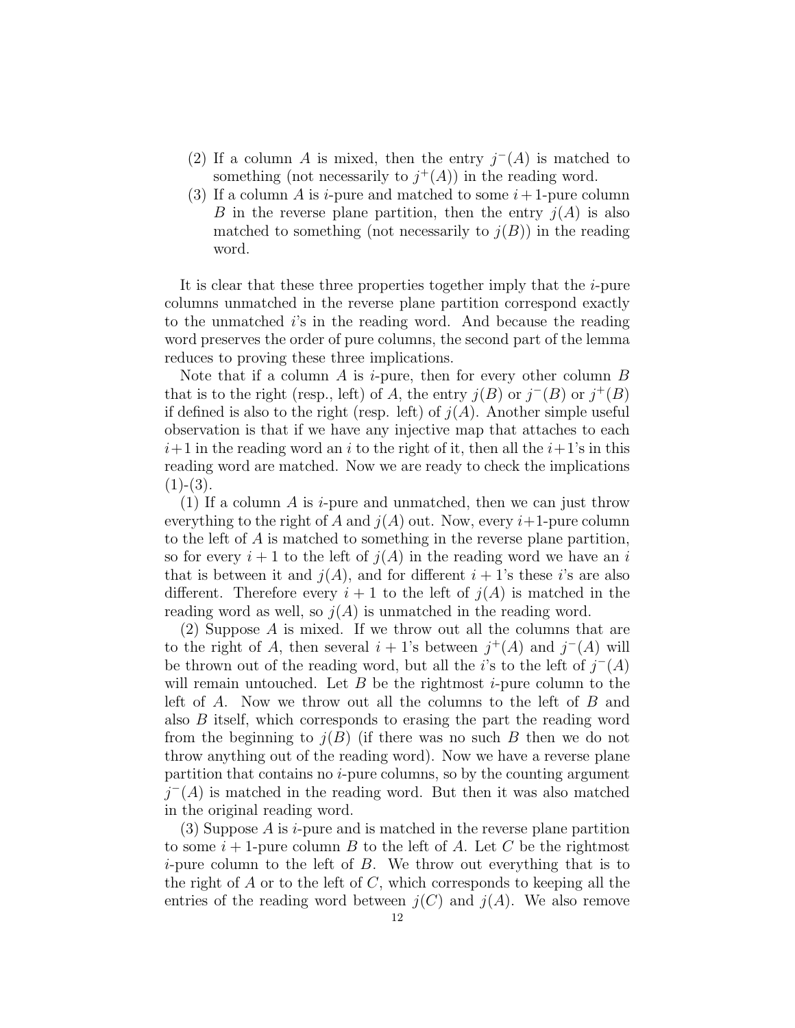(2) If a column $A$ is mixed, then the entry $j^-(A)$ is matched to something (not necessarily to $j^+(A)$) in the reading word.

(3) If a column $A$ is $i$-pure and matched to some $i+1$-pure column $B$ in the reverse plane partition, then the entry $j(A)$ is also matched to something (not necessarily to $j(B)$) in the reading word.

It is clear that these three properties together imply that the $i$-pure columns unmatched in the reverse plane partition correspond exactly to the unmatched $i$'s in the reading word. And because the reading word preserves the order of pure columns, the second part of the lemma reduces to proving these three implications.

Note that if a column $A$ is $i$-pure, then for every other column $B$ that is to the right (resp., left) of $A$, the entry $j(B)$ or $j^-(B)$ or $j^+(B)$ if defined is also to the right (resp. left) of $j(A)$. Another simple useful observation is that if we have any injective map that attaches to each $i+1$ in the reading word an $i$ to the right of it, then all the $i+1$'s in this reading word are matched. Now we are ready to check the implications (1)-(3).

(1) If a column $A$ is $i$-pure and unmatched, then we can just throw everything to the right of $A$ and $j(A)$ out. Now, every $i+1$-pure column to the left of $A$ is matched to something in the reverse plane partition, so for every $i+1$ to the left of $j(A)$ in the reading word we have an $i$ that is between it and $j(A)$, and for different $i+1$'s these $i$'s are also different. Therefore every $i+1$ to the left of $j(A)$ is matched in the reading word as well, so $j(A)$ is unmatched in the reading word.

(2) Suppose $A$ is mixed. If we throw out all the columns that are to the right of $A$, then several $i+1$'s between $j^+(A)$ and $j^-(A)$ will be thrown out of the reading word, but all the $i$'s to the left of $j^-(A)$ will remain untouched. Let $B$ be the rightmost $i$-pure column to the left of $A$. Now we throw out all the columns to the left of $B$ and also $B$ itself, which corresponds to erasing the part the reading word from the beginning to $j(B)$ (if there was no such $B$ then we do not throw anything out of the reading word). Now we have a reverse plane partition that contains no $i$-pure columns, so by the counting argument $j^-(A)$ is matched in the reading word. But then it was also matched in the original reading word.

(3) Suppose $A$ is $i$-pure and is matched in the reverse plane partition to some $i+1$-pure column $B$ to the left of $A$. Let $C$ be the rightmost $i$-pure column to the left of $B$. We throw out everything that is to the right of $A$ or to the left of $C$, which corresponds to keeping all the entries of the reading word between $j(C)$ and $j(A)$. We also remove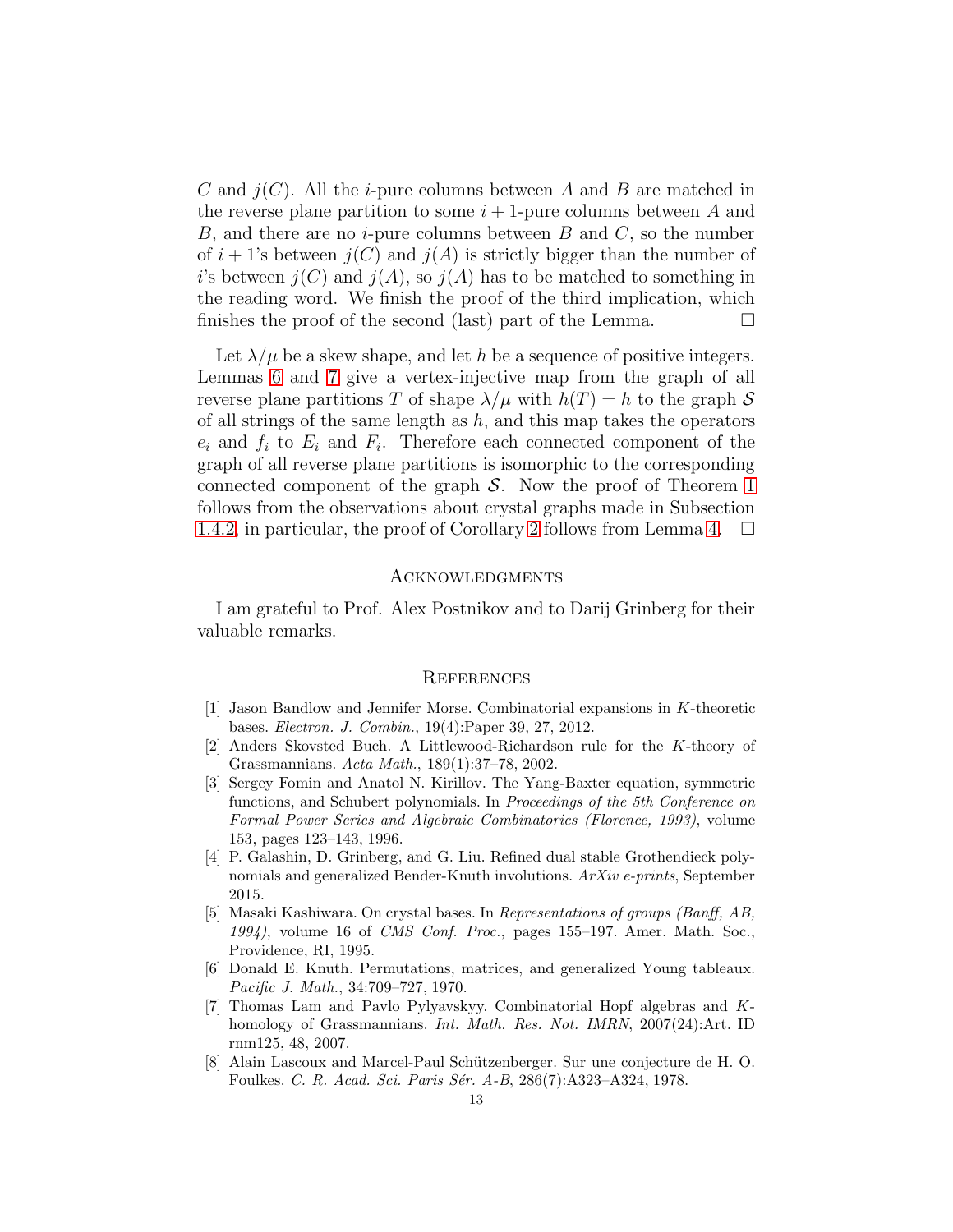$C$ and $j(C)$. All the $i$-pure columns between $A$ and $B$ are matched in the reverse plane partition to some $i+1$-pure columns between $A$ and $B$, and there are no $i$-pure columns between $B$ and $C$, so the number of $i+1$'s between $j(C)$ and $j(A)$ is strictly bigger than the number of $i$'s between $j(C)$ and $j(A)$, so $j(A)$ has to be matched to something in the reading word. We finish the proof of the third implication, which finishes the proof of the second (last) part of the Lemma. □

Let $\lambda/\mu$ be a skew shape, and let $h$ be a sequence of positive integers. Lemmas 6 and 7 give a vertex-injective map from the graph of all reverse plane partitions $T$ of shape $\lambda/\mu$ with $h(T) = h$ to the graph $\mathcal{S}$ of all strings of the same length as $h$, and this map takes the operators $e_i$ and $f_i$ to $E_i$ and $F_i$. Therefore each connected component of the graph of all reverse plane partitions is isomorphic to the corresponding connected component of the graph $\mathcal{S}$. Now the proof of Theorem 1 follows from the observations about crystal graphs made in Subsection 1.4.2, in particular, the proof of Corollary 2 follows from Lemma 4. □

## Acknowledgments

I am grateful to Prof. Alex Postnikov and to Darij Grinberg for their valuable remarks.

## References

[1] Jason Bandlow and Jennifer Morse. Combinatorial expansions in $K$-theoretic bases. *Electron. J. Combin.*, 19(4):Paper 39, 27, 2012.

[2] Anders Skovsted Buch. A Littlewood-Richardson rule for the $K$-theory of Grassmannians. *Acta Math.*, 189(1):37–78, 2002.

[3] Sergey Fomin and Anatol N. Kirillov. The Yang-Baxter equation, symmetric functions, and Schubert polynomials. In *Proceedings of the 5th Conference on Formal Power Series and Algebraic Combinatorics (Florence, 1993)*, volume 153, pages 123–143, 1996.

[4] P. Galashin, D. Grinberg, and G. Liu. Refined dual stable Grothendieck polynomials and generalized Bender-Knuth involutions. *ArXiv e-prints*, September 2015.

[5] Masaki Kashiwara. On crystal bases. In *Representations of groups (Banff, AB, 1994)*, volume 16 of *CMS Conf. Proc.*, pages 155–197. Amer. Math. Soc., Providence, RI, 1995.

[6] Donald E. Knuth. Permutations, matrices, and generalized Young tableaux. *Pacific J. Math.*, 34:709–727, 1970.

[7] Thomas Lam and Pavlo Pylyavskyy. Combinatorial Hopf algebras and $K$-homology of Grassmannians. *Int. Math. Res. Not. IMRN*, 2007(24):Art. ID rnm125, 48, 2007.

[8] Alain Lascoux and Marcel-Paul Schützenberger. Sur une conjecture de H. O. Foulkes. *C. R. Acad. Sci. Paris Sér. A-B*, 286(7):A323–A324, 1978.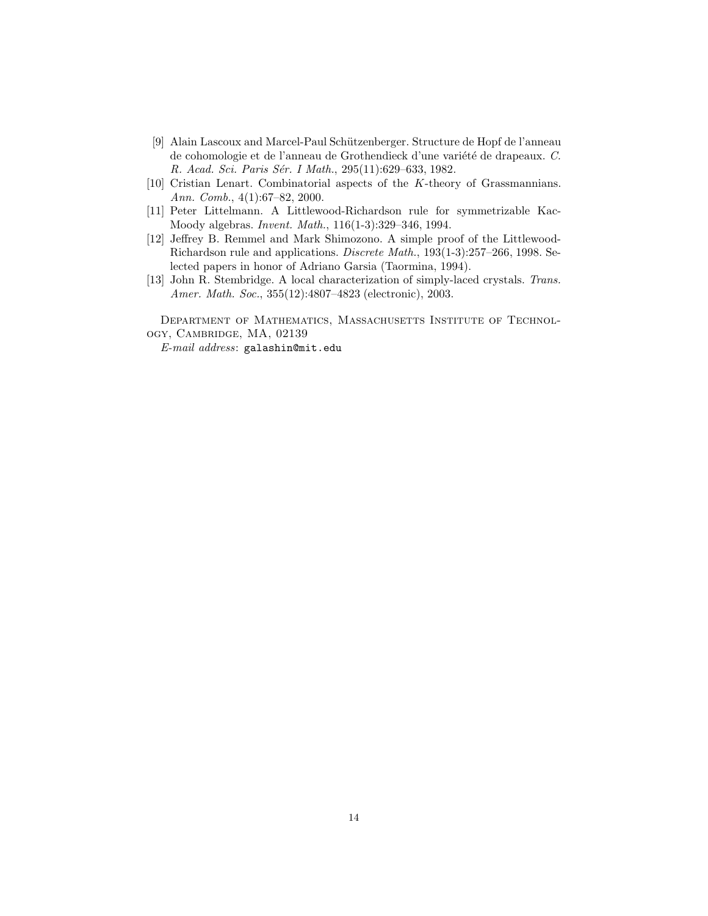[9] Alain Lascoux and Marcel-Paul Schützenberger. Structure de Hopf de l'anneau de cohomologie et de l'anneau de Grothendieck d'une variété de drapeaux. *C. R. Acad. Sci. Paris Sér. I Math.*, 295(11):629–633, 1982.

[10] Cristian Lenart. Combinatorial aspects of the $K$-theory of Grassmannians. *Ann. Comb.*, 4(1):67–82, 2000.

[11] Peter Littelmann. A Littlewood-Richardson rule for symmetrizable Kac-Moody algebras. *Invent. Math.*, 116(1-3):329–346, 1994.

[12] Jeffrey B. Remmel and Mark Shimozono. A simple proof of the Littlewood-Richardson rule and applications. *Discrete Math.*, 193(1-3):257–266, 1998. Selected papers in honor of Adriano Garsia (Taormina, 1994).

[13] John R. Stembridge. A local characterization of simply-laced crystals. *Trans. Amer. Math. Soc.*, 355(12):4807–4823 (electronic), 2003.

Department of Mathematics, Massachusetts Institute of Technology, Cambridge, MA, 02139

*E-mail address*: galashin@mit.edu